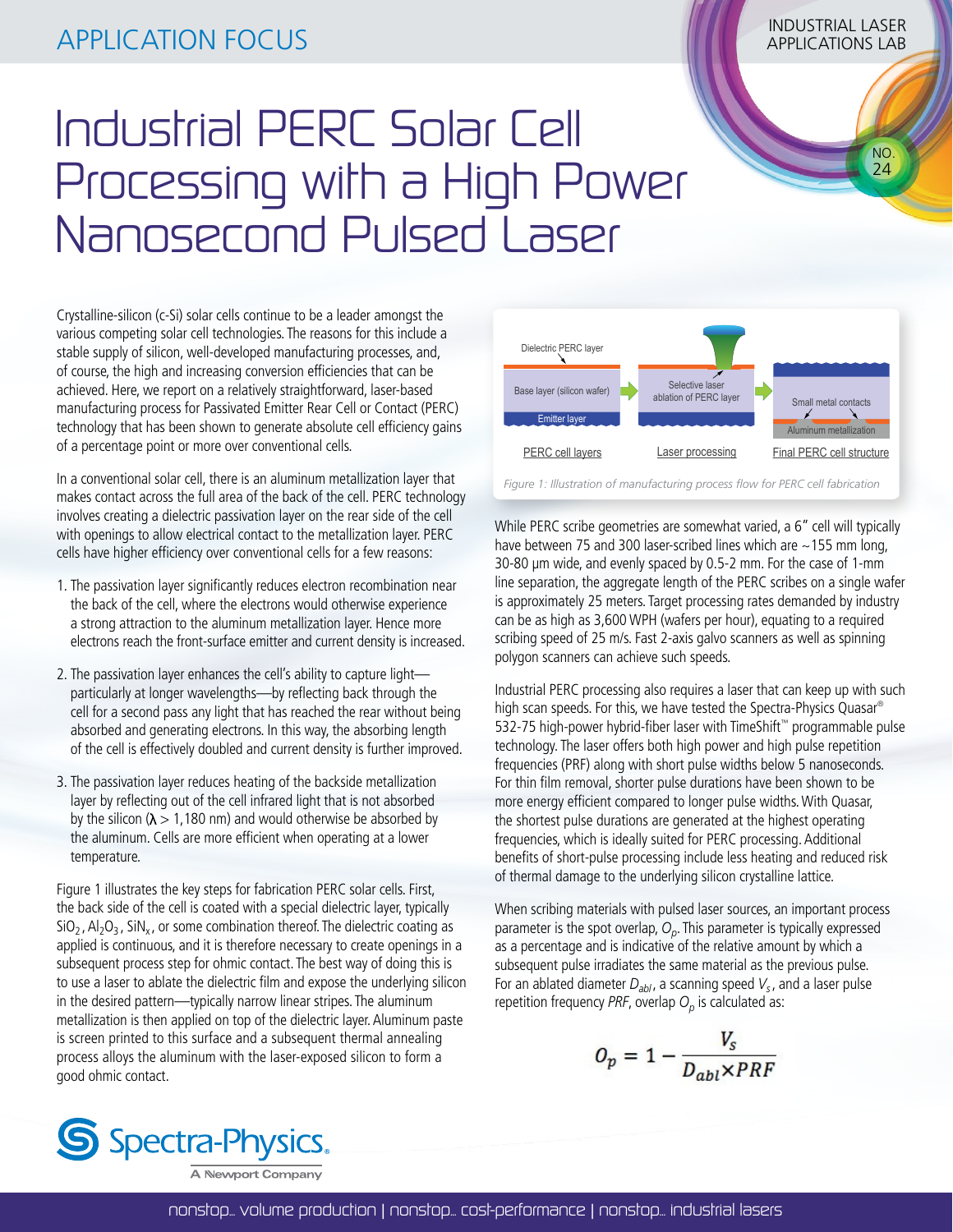APPLICATION FOCUS

INDUSTRIAL LASER APPLICATIONS LAB

NO. 24

# Industrial PERC Solar Cell Processing with a High Power Nanosecond Pulsed Laser

Crystalline-silicon (c-Si) solar cells continue to be a leader amongst the various competing solar cell technologies. The reasons for this include a stable supply of silicon, well-developed manufacturing processes, and, of course, the high and increasing conversion efficiencies that can be achieved. Here, we report on a relatively straightforward, laser-based manufacturing process for Passivated Emitter Rear Cell or Contact (PERC) technology that has been shown to generate absolute cell efficiency gains of a percentage point or more over conventional cells.

In a conventional solar cell, there is an aluminum metallization layer that makes contact across the full area of the back of the cell. PERC technology involves creating a dielectric passivation layer on the rear side of the cell with openings to allow electrical contact to the metallization layer. PERC cells have higher efficiency over conventional cells for a few reasons:

1. The passivation layer significantly reduces electron recombination near the back of the cell, where the electrons would otherwise experience a strong attraction to the aluminum metallization layer. Hence more electrons reach the front-surface emitter and current density is increased.
2. The passivation layer enhances the cell's ability to capture light—particularly at longer wavelengths—by reflecting back through the cell for a second pass any light that has reached the rear without being absorbed and generating electrons. In this way, the absorbing length of the cell is effectively doubled and current density is further improved.
3. The passivation layer reduces heating of the backside metallization layer by reflecting out of the cell infrared light that is not absorbed by the silicon ($\lambda > 1{,}180$ nm) and would otherwise be absorbed by the aluminum. Cells are more efficient when operating at a lower temperature.

Figure 1 illustrates the key steps for fabrication PERC solar cells. First, the back side of the cell is coated with a special dielectric layer, typically $SiO_2$, $Al_2O_3$, $SiN_x$, or some combination thereof. The dielectric coating as applied is continuous, and it is therefore necessary to create openings in a subsequent process step for ohmic contact. The best way of doing this is to use a laser to ablate the dielectric film and expose the underlying silicon in the desired pattern—typically narrow linear stripes. The aluminum metallization is then applied on top of the dielectric layer. Aluminum paste is screen printed to this surface and a subsequent thermal annealing process alloys the aluminum with the laser-exposed silicon to form a good ohmic contact.

Dielectric PERC layer | Base layer (silicon wafer) | Emitter layer | Selective laser ablation of PERC layer | Small metal contacts | Aluminum metallization

PERC cell layers | Laser processing | Final PERC cell structure

*Figure 1: Illustration of manufacturing process flow for PERC cell fabrication*

While PERC scribe geometries are somewhat varied, a 6" cell will typically have between 75 and 300 laser-scribed lines which are ~155 mm long, 30-80 µm wide, and evenly spaced by 0.5-2 mm. For the case of 1-mm line separation, the aggregate length of the PERC scribes on a single wafer is approximately 25 meters. Target processing rates demanded by industry can be as high as 3,600 WPH (wafers per hour), equating to a required scribing speed of 25 m/s. Fast 2-axis galvo scanners as well as spinning polygon scanners can achieve such speeds.

Industrial PERC processing also requires a laser that can keep up with such high scan speeds. For this, we have tested the Spectra-Physics Quasar® 532-75 high-power hybrid-fiber laser with TimeShift™ programmable pulse technology. The laser offers both high power and high pulse repetition frequencies (PRF) along with short pulse widths below 5 nanoseconds. For thin film removal, shorter pulse durations have been shown to be more energy efficient compared to longer pulse widths. With Quasar, the shortest pulse durations are generated at the highest operating frequencies, which is ideally suited for PERC processing. Additional benefits of short-pulse processing include less heating and reduced risk of thermal damage to the underlying silicon crystalline lattice.

When scribing materials with pulsed laser sources, an important process parameter is the spot overlap, $O_p$. This parameter is typically expressed as a percentage and is indicative of the relative amount by which a subsequent pulse irradiates the same material as the previous pulse. For an ablated diameter $D_{abl}$, a scanning speed $V_s$, and a laser pulse repetition frequency $PRF$, overlap $O_p$ is calculated as:

$$O_p = 1 - \frac{V_s}{D_{abl} \times PRF}$$

Spectra-Physics. A Newport Company

nonstop... volume production | nonstop... cost-performance | nonstop... industrial lasers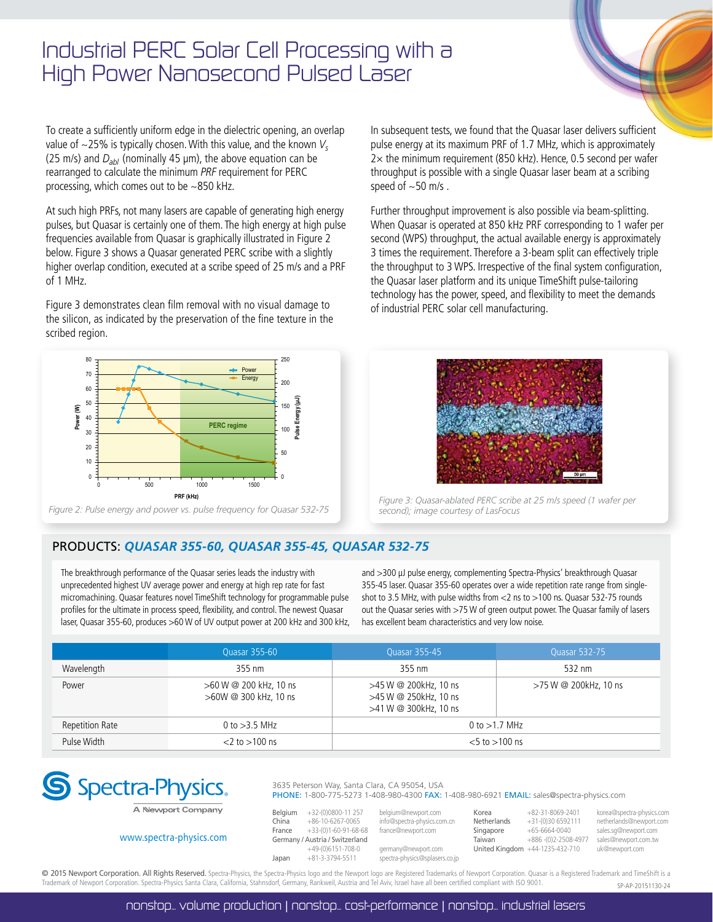# Industrial PERC Solar Cell Processing with a High Power Nanosecond Pulsed Laser

To create a sufficiently uniform edge in the dielectric opening, an overlap value of ~25% is typically chosen. With this value, and the known $V_s$ (25 m/s) and $D_{abl}$ (nominally 45 μm), the above equation can be rearranged to calculate the minimum *PRF* requirement for PERC processing, which comes out to be ~850 kHz.

At such high PRFs, not many lasers are capable of generating high energy pulses, but Quasar is certainly one of them. The high energy at high pulse frequencies available from Quasar is graphically illustrated in Figure 2 below. Figure 3 shows a Quasar generated PERC scribe with a slightly higher overlap condition, executed at a scribe speed of 25 m/s and a PRF of 1 MHz.

Figure 3 demonstrates clean film removal with no visual damage to the silicon, as indicated by the preservation of the fine texture in the scribed region.

In subsequent tests, we found that the Quasar laser delivers sufficient pulse energy at its maximum PRF of 1.7 MHz, which is approximately 2× the minimum requirement (850 kHz). Hence, 0.5 second per wafer throughput is possible with a single Quasar laser beam at a scribing speed of ~50 m/s .

Further throughput improvement is also possible via beam-splitting. When Quasar is operated at 850 kHz PRF corresponding to 1 wafer per second (WPS) throughput, the actual available energy is approximately 3 times the requirement. Therefore a 3-beam split can effectively triple the throughput to 3 WPS. Irrespective of the final system configuration, the Quasar laser platform and its unique TimeShift pulse-tailoring technology has the power, speed, and flexibility to meet the demands of industrial PERC solar cell manufacturing.

Power (W)
Pulse Energy (μJ)
PRF (kHz)
Power
Energy
PERC regime

*Figure 2: Pulse energy and power vs. pulse frequency for Quasar 532-75*

*Figure 3: Quasar-ablated PERC scribe at 25 m/s speed (1 wafer per second); image courtesy of LasFocus*

## PRODUCTS: *QUASAR 355-60, QUASAR 355-45, QUASAR 532-75*

The breakthrough performance of the Quasar series leads the industry with unprecedented highest UV average power and energy at high rep rate for fast micromachining. Quasar features novel TimeShift technology for programmable pulse profiles for the ultimate in process speed, flexibility, and control. The newest Quasar laser, Quasar 355-60, produces >60 W of UV output power at 200 kHz and 300 kHz, and >300 μJ pulse energy, complementing Spectra-Physics' breakthrough Quasar 355-45 laser. Quasar 355-60 operates over a wide repetition rate range from single-shot to 3.5 MHz, with pulse widths from <2 ns to >100 ns. Quasar 532-75 rounds out the Quasar series with >75 W of green output power. The Quasar family of lasers has excellent beam characteristics and very low noise.

| | Quasar 355-60 | Quasar 355-45 | Quasar 532-75 |
|---|---|---|---|
| Wavelength | 355 nm | 355 nm | 532 nm |
| Power | >60 W @ 200 kHz, 10 ns<br>>60W @ 300 kHz, 10 ns | >45 W @ 200kHz, 10 ns<br>>45 W @ 250kHz, 10 ns<br>>41 W @ 300kHz, 10 ns | >75 W @ 200kHz, 10 ns |
| Repetition Rate | 0 to >3.5 MHz | 0 to >1.7 MHz | |
| Pulse Width | <2 to >100 ns | <5 to >100 ns | |

Spectra-Physics
A Newport Company

www.spectra-physics.com

3635 Peterson Way, Santa Clara, CA 95054, USA
PHONE: 1-800-775-5273 1-408-980-4300 FAX: 1-408-980-6921 EMAIL: sales@spectra-physics.com

| | | |
|---|---|---|
| Belgium | +32-(0)0800-11 257 | belgium@newport.com |
| China | +86-10-6267-0065 | info@spectra-physics.com.cn |
| France | +33-(0)1-60-91-68-68 | france@newport.com |
| Germany / Austria / Switzerland | +49-(0)6151-708-0 | germany@newport.com |
| Japan | +81-3-3794-5511 | spectra-physics@splasers.co.jp |
| Korea | +82-31-8069-2401 | korea@spectra-physics.com |
| Netherlands | +31-(0)30 6592111 | netherlands@newport.com |
| Singapore | +65-6664-0040 | sales.sg@newport.com |
| Taiwan | +886 -(0)2-2508-4977 | sales@newport.com.tw |
| United Kingdom | +44-1235-432-710 | uk@newport.com |

© 2015 Newport Corporation. All Rights Reserved. Spectra-Physics, the Spectra-Physics logo and the Newport logo are Registered Trademarks of Newport Corporation. Quasar is a Registered Trademark and TimeShift is a Trademark of Newport Corporation. Spectra-Physics Santa Clara, California, Stahnsdorf, Germany, Rankweil, Austria and Tel Aviv, Israel have all been certified compliant with ISO 9001.

SP-AP-20151130-24

nonstop... volume production | nonstop... cost-performance | nonstop... industrial lasers